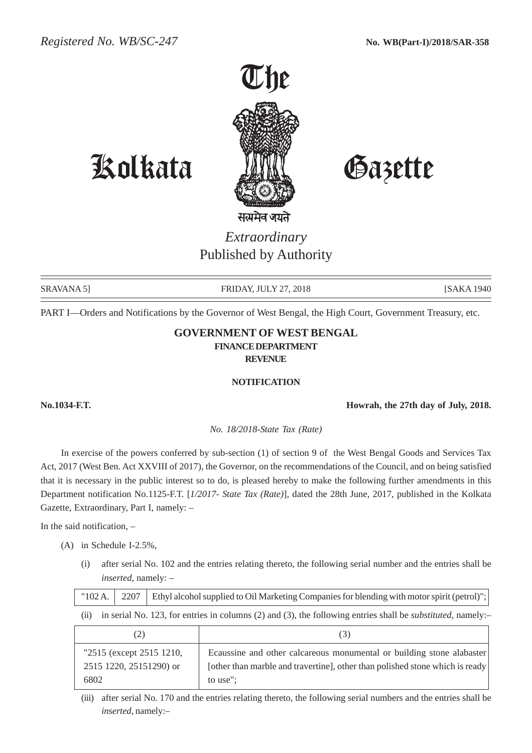Registered No. WB/SC-247 **No. WB(Part-I)/2018/SAR-358**

# The Kolkata Gazette

सत्यमेव जयते

*Extraordinary*

Published by Authority

SRAVANA 5] FRIDAY, JULY 27, 2018 [SAKA 1940

PART I—Orders and Notifications by the Governor of West Bengal, the High Court, Government Treasury, etc.

## GOVERNMENT OF WEST BENGAL
### FINANCE DEPARTMENT
### REVENUE

**NOTIFICATION**

**No.1034-F.T.** **Howrah, the 27th day of July, 2018.**

*No. 18/2018-State Tax (Rate)*

In exercise of the powers conferred by sub-section (1) of section 9 of the West Bengal Goods and Services Tax Act, 2017 (West Ben. Act XXVIII of 2017), the Governor, on the recommendations of the Council, and on being satisfied that it is necessary in the public interest so to do, is pleased hereby to make the following further amendments in this Department notification No.1125-F.T. [*1/2017- State Tax (Rate)*], dated the 28th June, 2017, published in the Kolkata Gazette, Extraordinary, Part I, namely: –

In the said notification, –

(A) in Schedule I-2.5%,

(i) after serial No. 102 and the entries relating thereto, the following serial number and the entries shall be *inserted*, namely: –

| | | |
|---|---|---|
| "102 A. | 2207 | Ethyl alcohol supplied to Oil Marketing Companies for blending with motor spirit (petrol)"; |

(ii) in serial No. 123, for entries in columns (2) and (3), the following entries shall be *substituted*, namely:–

| (2) | (3) |
|---|---|
| "2515 (except 2515 1210, 2515 1220, 25151290) or 6802 | Ecaussine and other calcareous monumental or building stone alabaster [other than marble and travertine], other than polished stone which is ready to use"; |

(iii) after serial No. 170 and the entries relating thereto, the following serial numbers and the entries shall be *inserted*, namely:–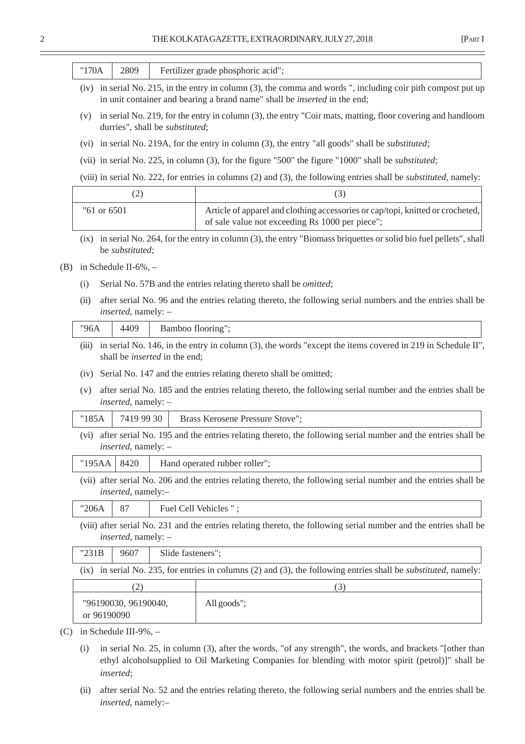| "170A | 2809 | Fertilizer grade phosphoric acid"; |
|---|---|---|

(iv) in serial No. 215, in the entry in column (3), the comma and words ", including coir pith compost put up in unit container and bearing a brand name" shall be *inserted* in the end;

(v) in serial No. 219, for the entry in column (3), the entry "Coir mats, matting, floor covering and handloom durries", shall be *substituted*;

(vi) in serial No. 219A, for the entry in column (3), the entry "all goods" shall be *substituted*;

(vii) in serial No. 225, in column (3), for the figure "500" the figure "1000" shall be *substituted*;

(viii) in serial No. 222, for entries in columns (2) and (3), the following entries shall be *substituted*, namely:

| (2) | (3) |
|---|---|
| "61 or 6501 | Article of apparel and clothing accessories or cap/topi, knitted or crocheted, of sale value not exceeding Rs 1000 per piece"; |

(ix) in serial No. 264, for the entry in column (3), the entry "Biomass briquettes or solid bio fuel pellets", shall be *substituted*;

(B) in Schedule II-6%, –

(i) Serial No. 57B and the entries relating thereto shall be *omitted*;

(ii) after serial No. 96 and the entries relating thereto, the following serial numbers and the entries shall be *inserted*, namely: –

| "96A | 4409 | Bamboo flooring"; |
|---|---|---|

(iii) in serial No. 146, in the entry in column (3), the words "except the items covered in 219 in Schedule II", shall be *inserted* in the end;

(iv) Serial No. 147 and the entries relating thereto shall be omitted;

(v) after serial No. 185 and the entries relating thereto, the following serial number and the entries shall be *inserted*, namely: –

| "185A | 7419 99 30 | Brass Kerosene Pressure Stove"; |
|---|---|---|

(vi) after serial No. 195 and the entries relating thereto, the following serial number and the entries shall be *inserted*, namely: –

| "195AA | 8420 | Hand operated rubber roller"; |
|---|---|---|

(vii) after serial No. 206 and the entries relating thereto, the following serial number and the entries shall be *inserted*, namely:–

| "206A | 87 | Fuel Cell Vehicles " ; |
|---|---|---|

(viii) after serial No. 231 and the entries relating thereto, the following serial number and the entries shall be *inserted*, namely: –

| "231B | 9607 | Slide fasteners"; |
|---|---|---|

(ix) in serial No. 235, for entries in columns (2) and (3), the following entries shall be *substituted*, namely:

| (2) | (3) |
|---|---|
| "96190030, 96190040, or 96190090 | All goods"; |

(C) in Schedule III-9%, –

(i) in serial No. 25, in column (3), after the words, "of any strength", the words, and brackets "[other than ethyl alcoholsupplied to Oil Marketing Companies for blending with motor spirit (petrol)]" shall be *inserted*;

(ii) after serial No. 52 and the entries relating thereto, the following serial numbers and the entries shall be *inserted*, namely:–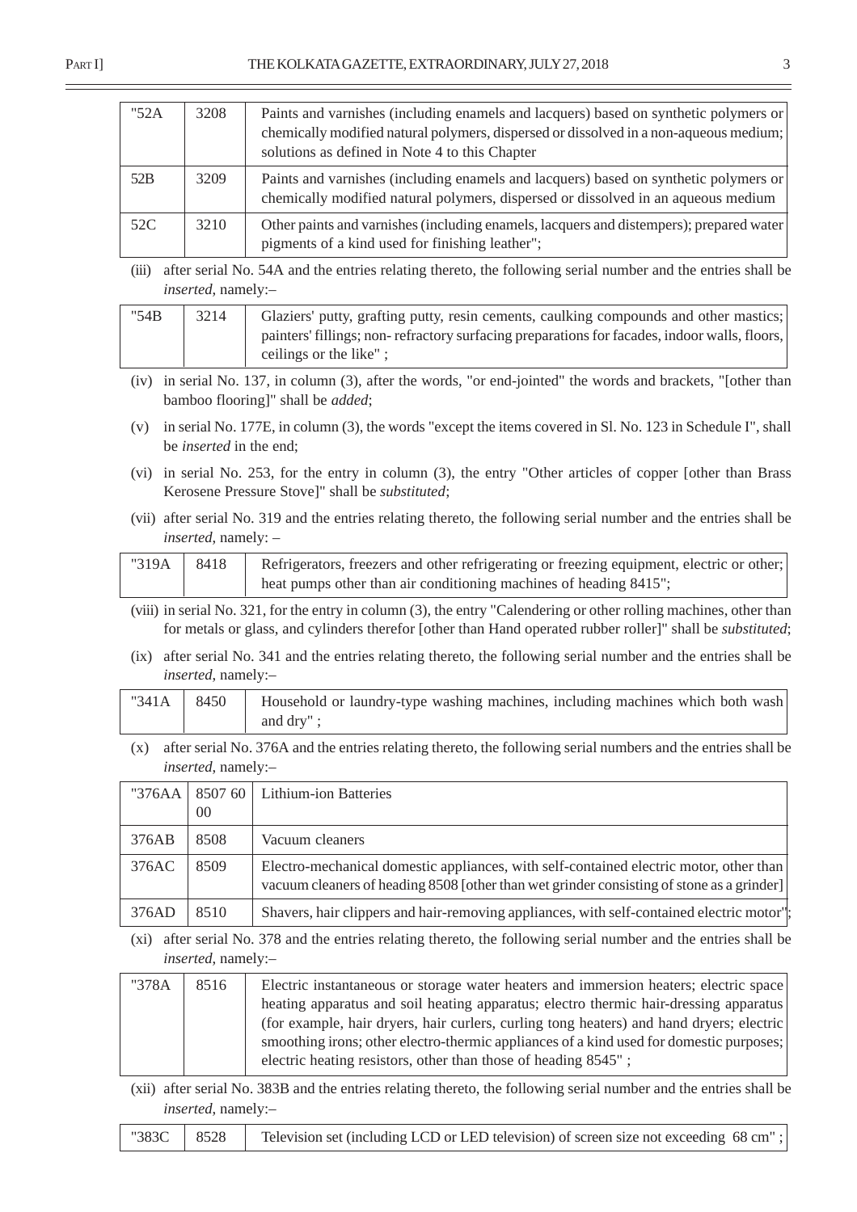| "52A | 3208 | Paints and varnishes (including enamels and lacquers) based on synthetic polymers or chemically modified natural polymers, dispersed or dissolved in a non-aqueous medium; solutions as defined in Note 4 to this Chapter |
|---|---|---|
| 52B | 3209 | Paints and varnishes (including enamels and lacquers) based on synthetic polymers or chemically modified natural polymers, dispersed or dissolved in an aqueous medium |
| 52C | 3210 | Other paints and varnishes (including enamels, lacquers and distempers); prepared water pigments of a kind used for finishing leather"; |

(iii) after serial No. 54A and the entries relating thereto, the following serial number and the entries shall be *inserted*, namely:–

| "54B | 3214 | Glaziers' putty, grafting putty, resin cements, caulking compounds and other mastics; painters' fillings; non- refractory surfacing preparations for facades, indoor walls, floors, ceilings or the like" ; |
|---|---|---|

(iv) in serial No. 137, in column (3), after the words, "or end-jointed" the words and brackets, "[other than bamboo flooring]" shall be *added*;

(v) in serial No. 177E, in column (3), the words "except the items covered in Sl. No. 123 in Schedule I", shall be *inserted* in the end;

(vi) in serial No. 253, for the entry in column (3), the entry "Other articles of copper [other than Brass Kerosene Pressure Stove]" shall be *substituted*;

(vii) after serial No. 319 and the entries relating thereto, the following serial number and the entries shall be *inserted*, namely: –

| "319A | 8418 | Refrigerators, freezers and other refrigerating or freezing equipment, electric or other; heat pumps other than air conditioning machines of heading 8415"; |
|---|---|---|

(viii) in serial No. 321, for the entry in column (3), the entry "Calendering or other rolling machines, other than for metals or glass, and cylinders therefor [other than Hand operated rubber roller]" shall be *substituted*;

(ix) after serial No. 341 and the entries relating thereto, the following serial number and the entries shall be *inserted*, namely:–

| "341A | 8450 | Household or laundry-type washing machines, including machines which both wash and dry" ; |
|---|---|---|

(x) after serial No. 376A and the entries relating thereto, the following serial numbers and the entries shall be *inserted*, namely:–

| "376AA | 8507 60 00 | Lithium-ion Batteries |
|---|---|---|
| 376AB | 8508 | Vacuum cleaners |
| 376AC | 8509 | Electro-mechanical domestic appliances, with self-contained electric motor, other than vacuum cleaners of heading 8508 [other than wet grinder consisting of stone as a grinder] |
| 376AD | 8510 | Shavers, hair clippers and hair-removing appliances, with self-contained electric motor"; |

(xi) after serial No. 378 and the entries relating thereto, the following serial number and the entries shall be *inserted*, namely:–

| "378A | 8516 | Electric instantaneous or storage water heaters and immersion heaters; electric space heating apparatus and soil heating apparatus; electro thermic hair-dressing apparatus (for example, hair dryers, hair curlers, curling tong heaters) and hand dryers; electric smoothing irons; other electro-thermic appliances of a kind used for domestic purposes; electric heating resistors, other than those of heading 8545" ; |
|---|---|---|

(xii) after serial No. 383B and the entries relating thereto, the following serial number and the entries shall be *inserted*, namely:–

| "383C | 8528 | Television set (including LCD or LED television) of screen size not exceeding 68 cm" ; |
|---|---|---|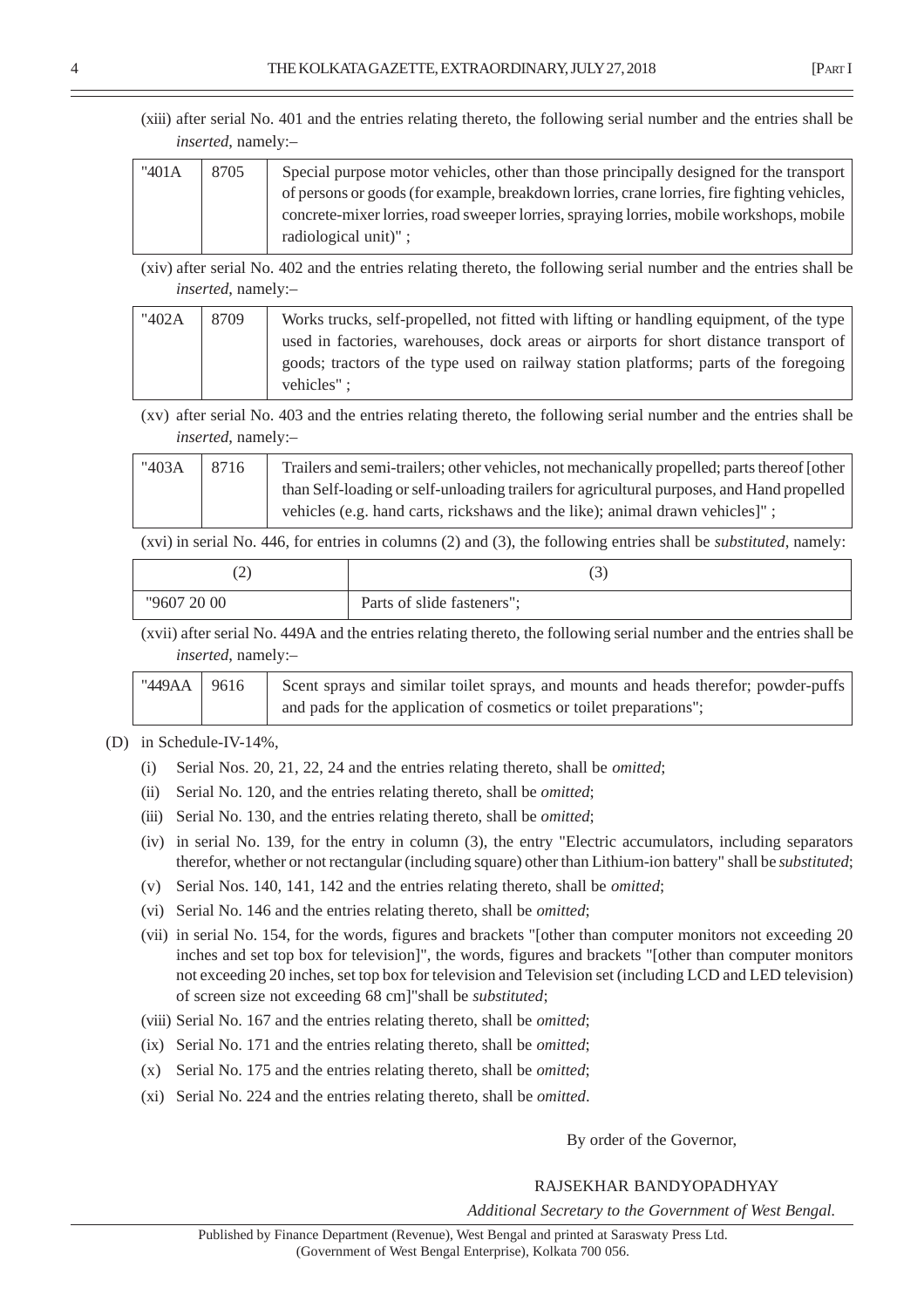(xiii) after serial No. 401 and the entries relating thereto, the following serial number and the entries shall be *inserted*, namely:–

| | | |
|---|---|---|
| "401A | 8705 | Special purpose motor vehicles, other than those principally designed for the transport of persons or goods (for example, breakdown lorries, crane lorries, fire fighting vehicles, concrete-mixer lorries, road sweeper lorries, spraying lorries, mobile workshops, mobile radiological unit)" ; |

(xiv) after serial No. 402 and the entries relating thereto, the following serial number and the entries shall be *inserted*, namely:–

| | | |
|---|---|---|
| "402A | 8709 | Works trucks, self-propelled, not fitted with lifting or handling equipment, of the type used in factories, warehouses, dock areas or airports for short distance transport of goods; tractors of the type used on railway station platforms; parts of the foregoing vehicles" ; |

(xv) after serial No. 403 and the entries relating thereto, the following serial number and the entries shall be *inserted*, namely:–

| | | |
|---|---|---|
| "403A | 8716 | Trailers and semi-trailers; other vehicles, not mechanically propelled; parts thereof [other than Self-loading or self-unloading trailers for agricultural purposes, and Hand propelled vehicles (e.g. hand carts, rickshaws and the like); animal drawn vehicles]" ; |

(xvi) in serial No. 446, for entries in columns (2) and (3), the following entries shall be *substituted*, namely:

| (2) | (3) |
|---|---|
| "9607 20 00 | Parts of slide fasteners"; |

(xvii) after serial No. 449A and the entries relating thereto, the following serial number and the entries shall be *inserted*, namely:–

| | | |
|---|---|---|
| "449AA | 9616 | Scent sprays and similar toilet sprays, and mounts and heads therefor; powder-puffs and pads for the application of cosmetics or toilet preparations"; |

(D) in Schedule-IV-14%,

(i) Serial Nos. 20, 21, 22, 24 and the entries relating thereto, shall be *omitted*;

(ii) Serial No. 120, and the entries relating thereto, shall be *omitted*;

(iii) Serial No. 130, and the entries relating thereto, shall be *omitted*;

(iv) in serial No. 139, for the entry in column (3), the entry "Electric accumulators, including separators therefor, whether or not rectangular (including square) other than Lithium-ion battery" shall be *substituted*;

(v) Serial Nos. 140, 141, 142 and the entries relating thereto, shall be *omitted*;

(vi) Serial No. 146 and the entries relating thereto, shall be *omitted*;

(vii) in serial No. 154, for the words, figures and brackets "[other than computer monitors not exceeding 20 inches and set top box for television]", the words, figures and brackets "[other than computer monitors not exceeding 20 inches, set top box for television and Television set (including LCD and LED television) of screen size not exceeding 68 cm]"shall be *substituted*;

(viii) Serial No. 167 and the entries relating thereto, shall be *omitted*;

(ix) Serial No. 171 and the entries relating thereto, shall be *omitted*;

(x) Serial No. 175 and the entries relating thereto, shall be *omitted*;

(xi) Serial No. 224 and the entries relating thereto, shall be *omitted*.

By order of the Governor,

RAJSEKHAR BANDYOPADHYAY

*Additional Secretary to the Government of West Bengal.*

Published by Finance Department (Revenue), West Bengal and printed at Saraswaty Press Ltd. (Government of West Bengal Enterprise), Kolkata 700 056.